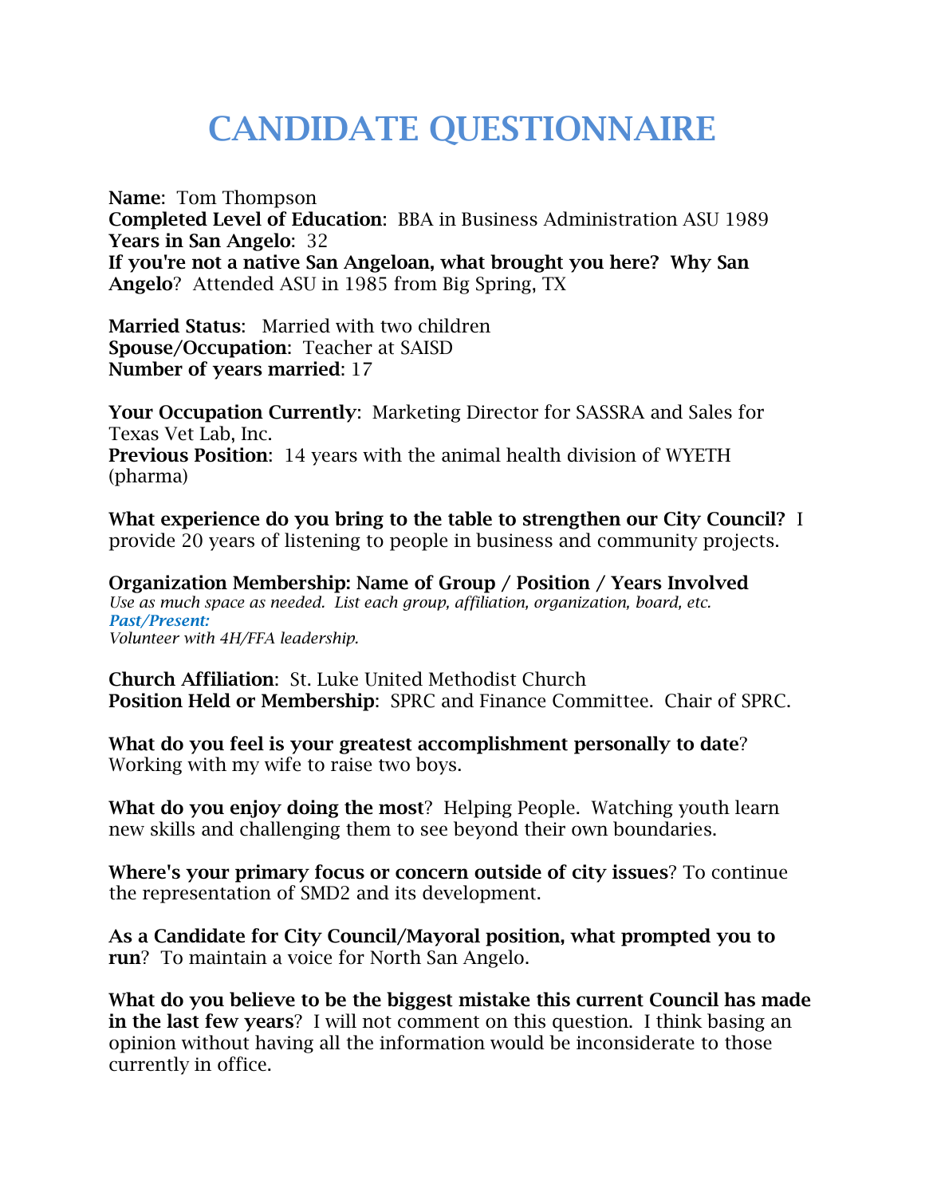# CANDIDATE QUESTIONNAIRE

**Name**: Tom Thompson
**Completed Level of Education**: BBA in Business Administration ASU 1989
**Years in San Angelo**: 32
**If you're not a native San Angeloan, what brought you here? Why San Angelo**? Attended ASU in 1985 from Big Spring, TX

**Married Status**: Married with two children
**Spouse/Occupation**: Teacher at SAISD
**Number of years married**: 17

**Your Occupation Currently**: Marketing Director for SASSRA and Sales for Texas Vet Lab, Inc.
**Previous Position**: 14 years with the animal health division of WYETH (pharma)

**What experience do you bring to the table to strengthen our City Council?** I provide 20 years of listening to people in business and community projects.

**Organization Membership: Name of Group / Position / Years Involved**
*Use as much space as needed. List each group, affiliation, organization, board, etc.*
***Past/Present:***
*Volunteer with 4H/FFA leadership.*

**Church Affiliation**: St. Luke United Methodist Church
**Position Held or Membership**: SPRC and Finance Committee. Chair of SPRC.

**What do you feel is your greatest accomplishment personally to date**? Working with my wife to raise two boys.

**What do you enjoy doing the most**? Helping People. Watching youth learn new skills and challenging them to see beyond their own boundaries.

**Where's your primary focus or concern outside of city issues**? To continue the representation of SMD2 and its development.

**As a Candidate for City Council/Mayoral position, what prompted you to run**? To maintain a voice for North San Angelo.

**What do you believe to be the biggest mistake this current Council has made in the last few years**? I will not comment on this question. I think basing an opinion without having all the information would be inconsiderate to those currently in office.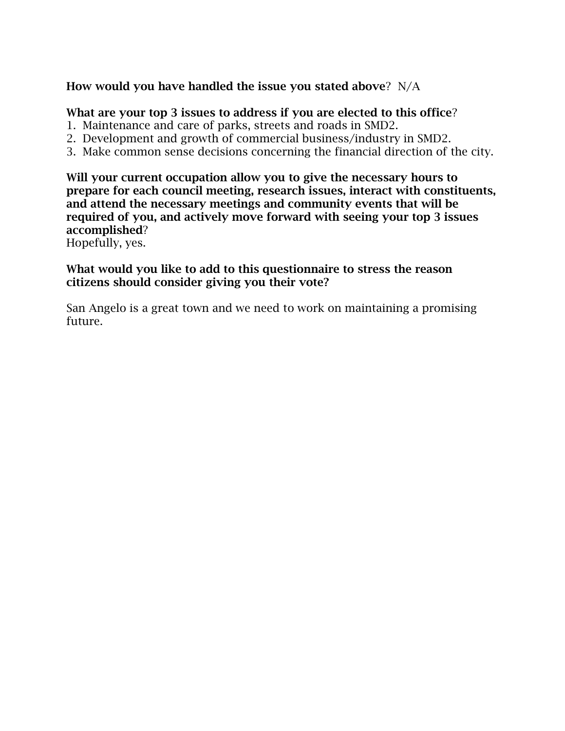**How would you have handled the issue you stated above**? N/A

**What are your top 3 issues to address if you are elected to this office**?

1. Maintenance and care of parks, streets and roads in SMD2.
2. Development and growth of commercial business/industry in SMD2.
3. Make common sense decisions concerning the financial direction of the city.

**Will your current occupation allow you to give the necessary hours to prepare for each council meeting, research issues, interact with constituents, and attend the necessary meetings and community events that will be required of you, and actively move forward with seeing your top 3 issues accomplished**?
Hopefully, yes.

**What would you like to add to this questionnaire to stress the reason citizens should consider giving you their vote?**

San Angelo is a great town and we need to work on maintaining a promising future.